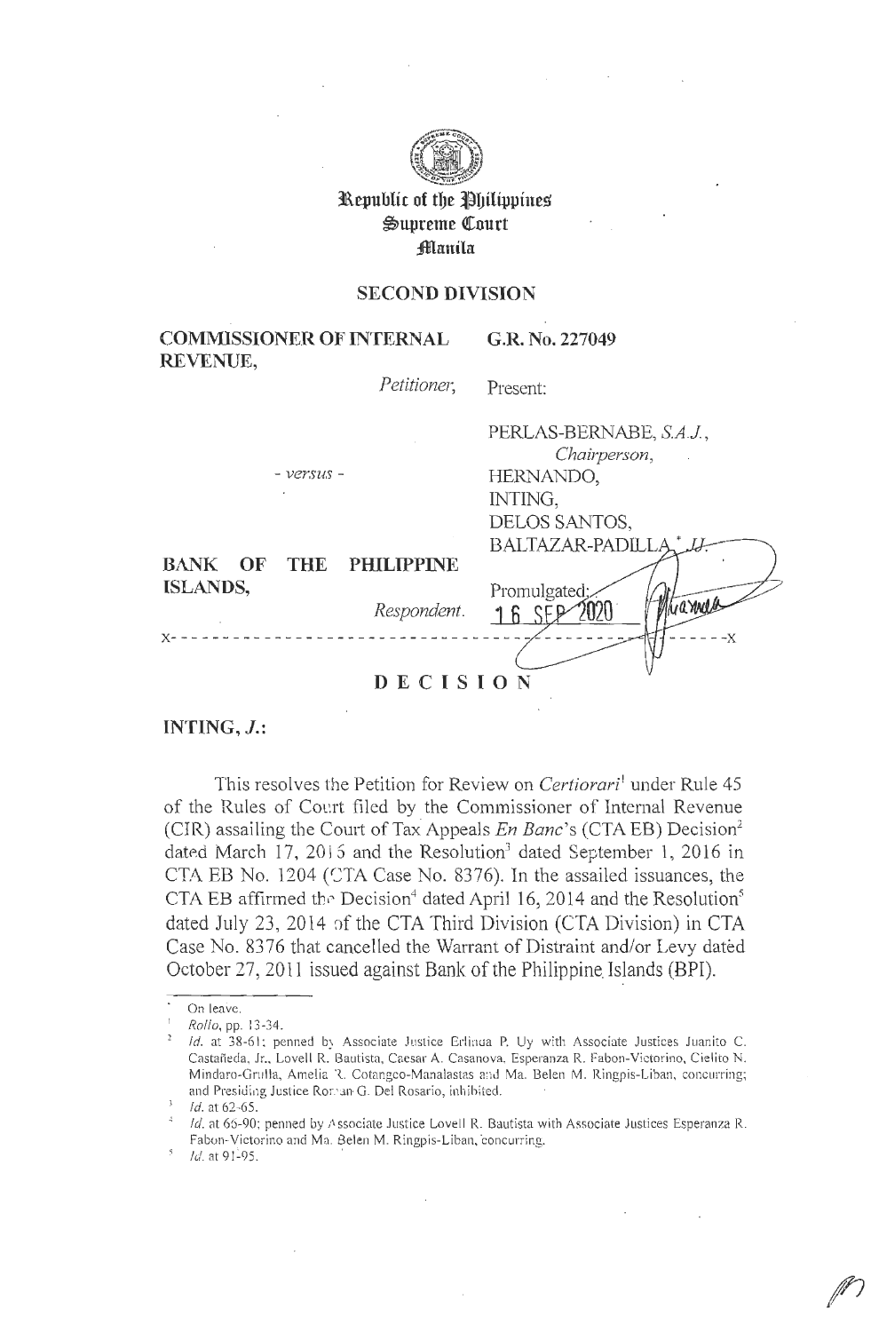**Republic of the Philippines**
**Supreme Court**
**Manila**

**SECOND DIVISION**

| | |
|---|---|
| **COMMISSIONER OF INTERNAL REVENUE,** | **G.R. No. 227049** |
| *Petitioner,* | Present: |
| | PERLAS-BERNABE, *S.A.J.,* *Chairperson,* |
| - *versus* - | HERNANDO, |
| | INTING, |
| | DELOS SANTOS, |
| | BALTAZAR-PADILLA,* *JJ.* |
| **BANK OF THE PHILIPPINE ISLANDS,** | Promulgated: |
| *Respondent.* | 16 SEP 2020 |

x- - - - - - - - - - - - - - - - - - - - - - - - - - - - - - - - - - - - - - - - - - - - - - - - - - -x

## DECISION

**INTING, *J.*:**

This resolves the Petition for Review on *Certiorari*[1] under Rule 45 of the Rules of Court filed by the Commissioner of Internal Revenue (CIR) assailing the Court of Tax Appeals *En Banc*'s (CTA EB) Decision[2] dated March 17, 2015 and the Resolution[3] dated September 1, 2016 in CTA EB No. 1204 (CTA Case No. 8376). In the assailed issuances, the CTA EB affirmed the Decision[4] dated April 16, 2014 and the Resolution[5] dated July 23, 2014 of the CTA Third Division (CTA Division) in CTA Case No. 8376 that cancelled the Warrant of Distraint and/or Levy dated October 27, 2011 issued against Bank of the Philippine Islands (BPI).

---

\* On leave.

[1] *Rollo*, pp. 13-34.

[2] *Id.* at 38-61; penned by Associate Justice Erlinda P. Uy with Associate Justices Juanito C. Castañeda, Jr., Lovell R. Bautista, Caesar A. Casanova, Esperanza R. Fabon-Victorino, Cielito N. Mindaro-Grulla, Amelia R. Cotangco-Manalastas and Ma. Belen M. Ringpis-Liban, concurring; and Presiding Justice Roman G. Del Rosario, inhibited.

[3] *Id.* at 62-65.

[4] *Id.* at 66-90; penned by Associate Justice Lovell R. Bautista with Associate Justices Esperanza R. Fabon-Victorino and Ma. Belen M. Ringpis-Liban, concurring.

[5] *Id.* at 91-95.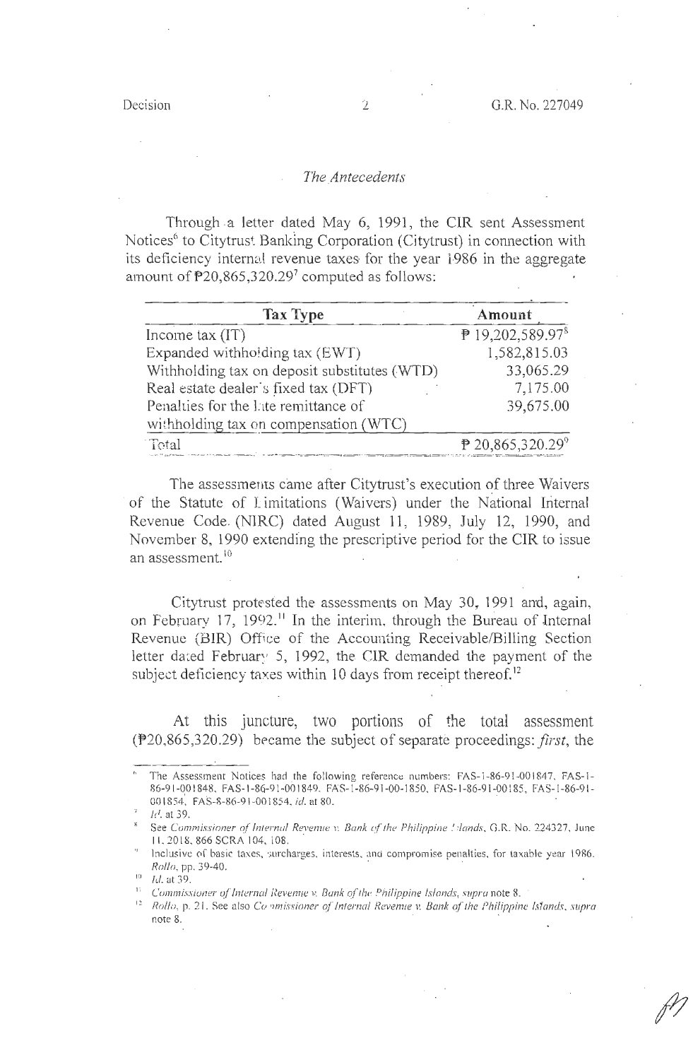### *The Antecedents*

Through a letter dated May 6, 1991, the CIR sent Assessment Notices[6] to Citytrust Banking Corporation (Citytrust) in connection with its deficiency internal revenue taxes for the year 1986 in the aggregate amount of ₱20,865,320.29[7] computed as follows:

| Tax Type | Amount |
|---|---|
| Income tax (IT) | ₱ 19,202,589.97[8] |
| Expanded withholding tax (EWT) | 1,582,815.03 |
| Withholding tax on deposit substitutes (WTD) | 33,065.29 |
| Real estate dealer's fixed tax (DFT) | 7,175.00 |
| Penalties for the late remittance of withholding tax on compensation (WTC) | 39,675.00 |
| Total | ₱ 20,865,320.29[9] |

The assessments came after Citytrust's execution of three Waivers of the Statute of Limitations (Waivers) under the National Internal Revenue Code (NIRC) dated August 11, 1989, July 12, 1990, and November 8, 1990 extending the prescriptive period for the CIR to issue an assessment.[10]

Citytrust protested the assessments on May 30, 1991 and, again, on February 17, 1992.[11] In the interim, through the Bureau of Internal Revenue (BIR) Office of the Accounting Receivable/Billing Section letter dated February 5, 1992, the CIR demanded the payment of the subject deficiency taxes within 10 days from receipt thereof.[12]

At this juncture, two portions of the total assessment (₱20,865,320.29) became the subject of separate proceedings: *first*, the

---

[6] The Assessment Notices had the following reference numbers: FAS-1-86-91-001847, FAS-1-86-91-001848, FAS-1-86-91-001849, FAS-1-86-91-00-1850, FAS-1-86-91-00185, FAS-1-86-91-001854, FAS-8-86-91-001854, *id.* at 80.

[7] *Id.* at 39.

[8] See *Commissioner of Internal Revenue v. Bank of the Philippine Islands*, G.R. No. 224327, June 11, 2018, 866 SCRA 104, 108.

[9] Inclusive of basic taxes, surcharges, interests, and compromise penalties, for taxable year 1986. *Rollo*, pp. 39-40.

[10] *Id.* at 39.

[11] *Commissioner of Internal Revenue v. Bank of the Philippine Islands*, *supra* note 8.

[12] *Rollo*, p. 21. See also *Commissioner of Internal Revenue v. Bank of the Philippine Islands*, *supra* note 8.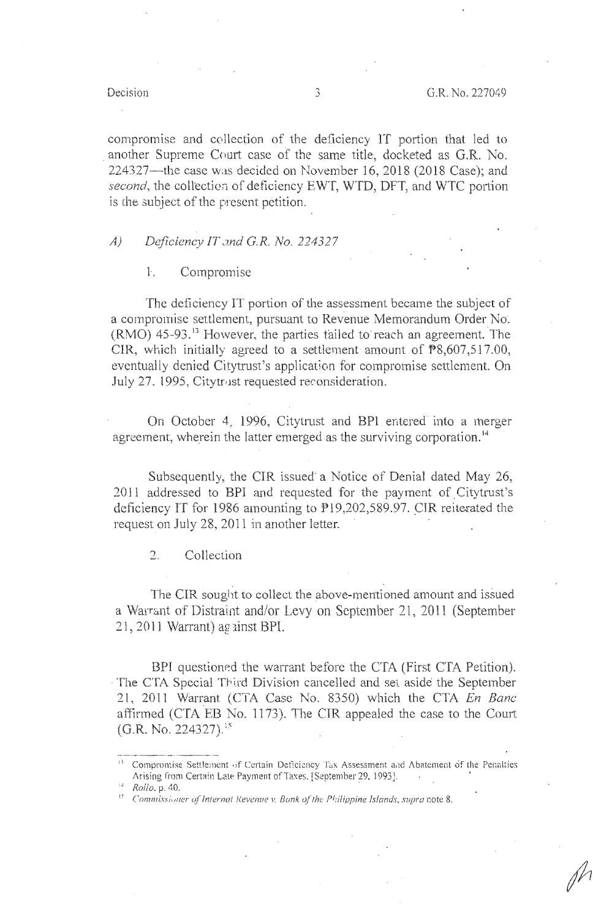compromise and collection of the deficiency IT portion that led to another Supreme Court case of the same title, docketed as G.R. No. 224327—the case was decided on November 16, 2018 (2018 Case); and *second*, the collection of deficiency EWT, WTD, DFT, and WTC portion is the subject of the present petition.

### *A) Deficiency IT and G.R. No. 224327*

#### 1. Compromise

The deficiency IT portion of the assessment became the subject of a compromise settlement, pursuant to Revenue Memorandum Order No. (RMO) 45-93.[13] However, the parties failed to reach an agreement. The CIR, which initially agreed to a settlement amount of ₱8,607,517.00, eventually denied Citytrust's application for compromise settlement. On July 27, 1995, Citytrust requested reconsideration.

On October 4, 1996, Citytrust and BPI entered into a merger agreement, wherein the latter emerged as the surviving corporation.[14]

Subsequently, the CIR issued a Notice of Denial dated May 26, 2011 addressed to BPI and requested for the payment of Citytrust's deficiency IT for 1986 amounting to ₱19,202,589.97. CIR reiterated the request on July 28, 2011 in another letter.

#### 2. Collection

The CIR sought to collect the above-mentioned amount and issued a Warrant of Distraint and/or Levy on September 21, 2011 (September 21, 2011 Warrant) against BPI.

BPI questioned the warrant before the CTA (First CTA Petition). The CTA Special Third Division cancelled and set aside the September 21, 2011 Warrant (CTA Case No. 8350) which the CTA *En Banc* affirmed (CTA EB No. 1173). The CIR appealed the case to the Court (G.R. No. 224327).[15]

---

[13] Compromise Settlement of Certain Deficiency Tax Assessment and Abatement of the Penalties Arising from Certain Late Payment of Taxes. [September 29, 1993].

[14] *Rollo*, p. 40.

[15] *Commissioner of Internal Revenue v. Bank of the Philippine Islands*, *supra* note 8.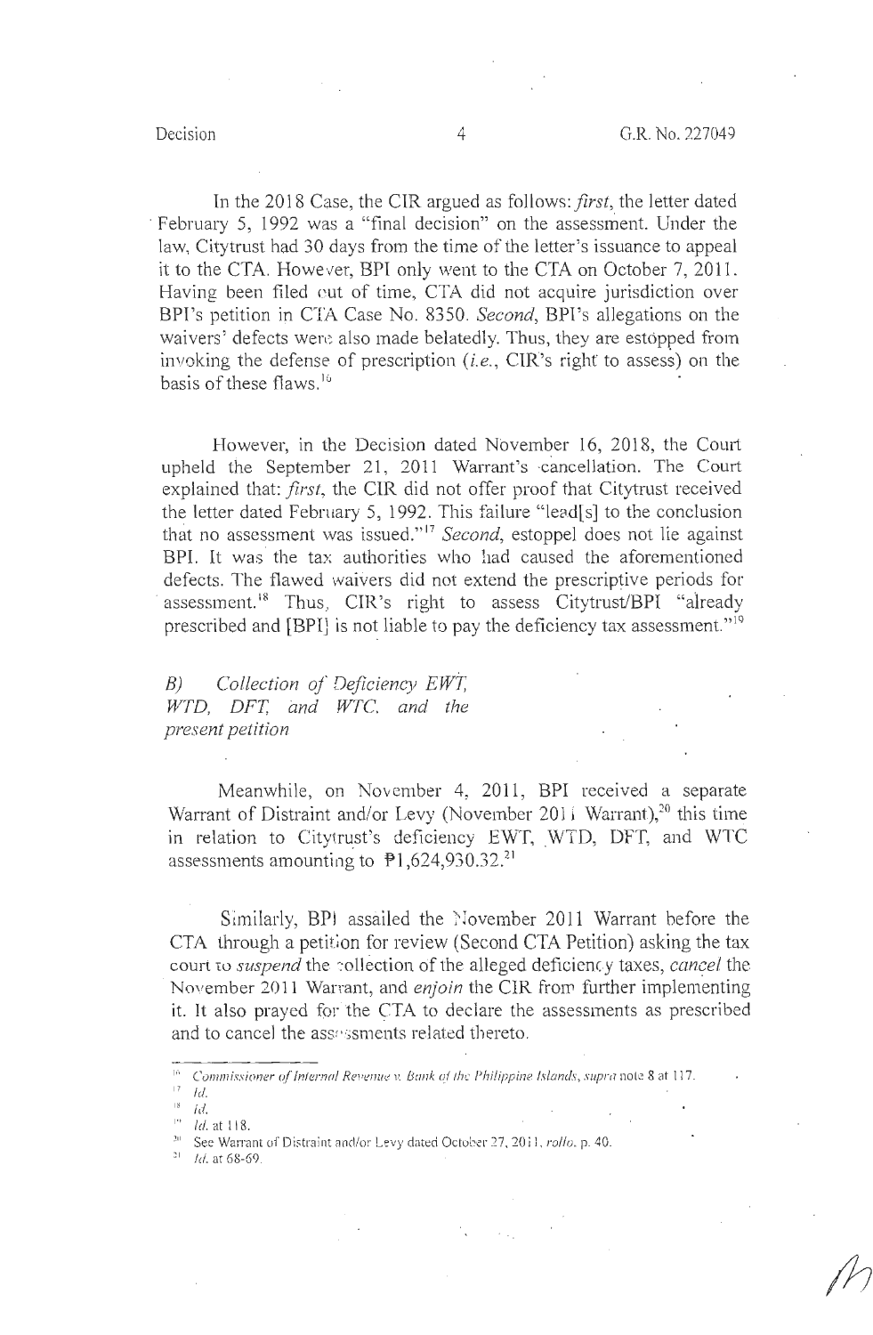In the 2018 Case, the CIR argued as follows: *first*, the letter dated February 5, 1992 was a "final decision" on the assessment. Under the law, Citytrust had 30 days from the time of the letter's issuance to appeal it to the CTA. However, BPI only went to the CTA on October 7, 2011. Having been filed out of time, CTA did not acquire jurisdiction over BPI's petition in CTA Case No. 8350. *Second*, BPI's allegations on the waivers' defects were also made belatedly. Thus, they are estopped from invoking the defense of prescription (*i.e.*, CIR's right to assess) on the basis of these flaws.[16]

However, in the Decision dated November 16, 2018, the Court upheld the September 21, 2011 Warrant's cancellation. The Court explained that: *first*, the CIR did not offer proof that Citytrust received the letter dated February 5, 1992. This failure "lead[s] to the conclusion that no assessment was issued."[17] *Second*, estoppel does not lie against BPI. It was the tax authorities who had caused the aforementioned defects. The flawed waivers did not extend the prescriptive periods for assessment.[18] Thus, CIR's right to assess Citytrust/BPI "already prescribed and [BPI] is not liable to pay the deficiency tax assessment."[19]

*B) Collection of Deficiency EWT, WTD, DFT, and WTC, and the present petition*

Meanwhile, on November 4, 2011, BPI received a separate Warrant of Distraint and/or Levy (November 2011 Warrant),[20] this time in relation to Citytrust's deficiency EWT, WTD, DFT, and WTC assessments amounting to ₱1,624,930.32.[21]

Similarly, BPI assailed the November 2011 Warrant before the CTA through a petition for review (Second CTA Petition) asking the tax court to *suspend* the collection of the alleged deficiency taxes, *cancel* the November 2011 Warrant, and *enjoin* the CIR from further implementing it. It also prayed for the CTA to declare the assessments as prescribed and to cancel the assessments related thereto.

---

[16] *Commissioner of Internal Revenue v. Bank of the Philippine Islands*, *supra* note 8 at 117.

[17] *Id.*

[18] *Id.*

[19] *Id.* at 118.

[20] See Warrant of Distraint and/or Levy dated October 27, 2011, *rollo*, p. 40.

[21] *Id.* at 68-69.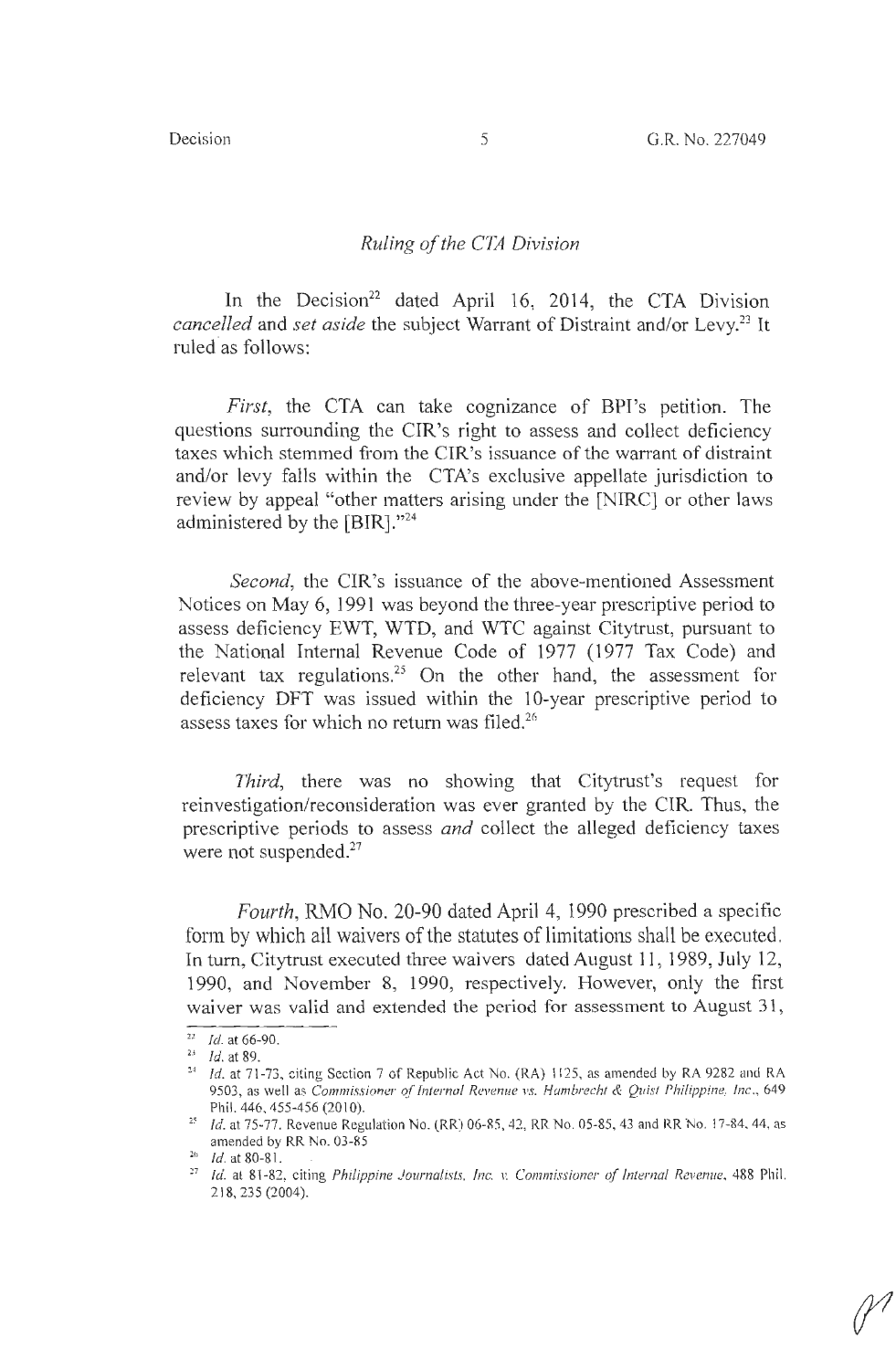*Ruling of the CTA Division*

In the Decision[22] dated April 16, 2014, the CTA Division *cancelled* and *set aside* the subject Warrant of Distraint and/or Levy.[23] It ruled as follows:

*First*, the CTA can take cognizance of BPI's petition. The questions surrounding the CIR's right to assess and collect deficiency taxes which stemmed from the CIR's issuance of the warrant of distraint and/or levy falls within the CTA's exclusive appellate jurisdiction to review by appeal "other matters arising under the [NIRC] or other laws administered by the [BIR]."[24]

*Second*, the CIR's issuance of the above-mentioned Assessment Notices on May 6, 1991 was beyond the three-year prescriptive period to assess deficiency EWT, WTD, and WTC against Citytrust, pursuant to the National Internal Revenue Code of 1977 (1977 Tax Code) and relevant tax regulations.[25] On the other hand, the assessment for deficiency DFT was issued within the 10-year prescriptive period to assess taxes for which no return was filed.[26]

*Third*, there was no showing that Citytrust's request for reinvestigation/reconsideration was ever granted by the CIR. Thus, the prescriptive periods to assess *and* collect the alleged deficiency taxes were not suspended.[27]

*Fourth*, RMO No. 20-90 dated April 4, 1990 prescribed a specific form by which all waivers of the statutes of limitations shall be executed. In turn, Citytrust executed three waivers dated August 11, 1989, July 12, 1990, and November 8, 1990, respectively. However, only the first waiver was valid and extended the period for assessment to August 31,

---

[22] *Id.* at 66-90.

[23] *Id.* at 89.

[24] *Id.* at 71-73, citing Section 7 of Republic Act No. (RA) 1125, as amended by RA 9282 and RA 9503, as well as *Commissioner of Internal Revenue vs. Hambrecht & Quist Philippine, Inc.*, 649 Phil. 446, 455-456 (2010).

[25] *Id.* at 75-77. Revenue Regulation No. (RR) 06-85, 42, RR No. 05-85, 43 and RR No. 17-84, 44, as amended by RR No. 03-85

[26] *Id.* at 80-81.

[27] *Id.* at 81-82, citing *Philippine Journalists, Inc. v. Commissioner of Internal Revenue*, 488 Phil. 218, 235 (2004).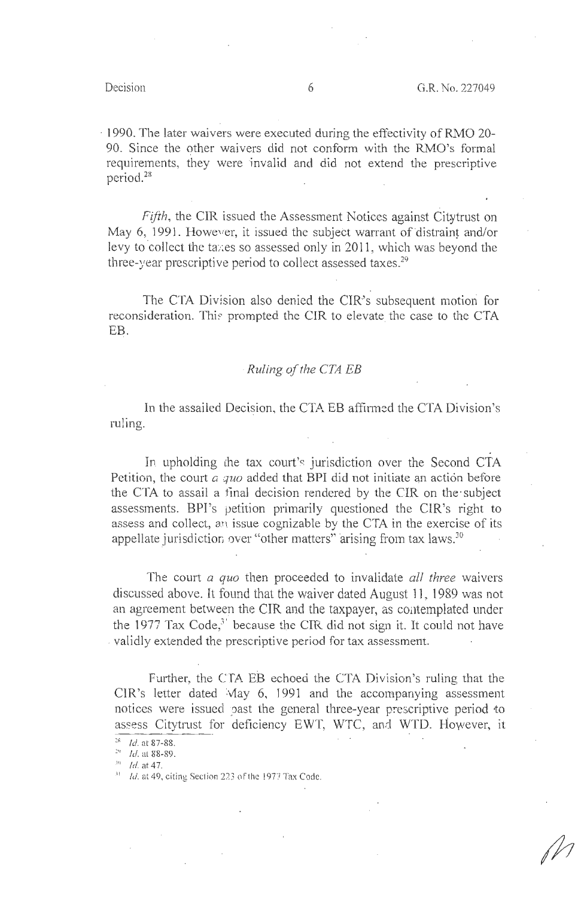1990. The later waivers were executed during the effectivity of RMO 20-90. Since the other waivers did not conform with the RMO's formal requirements, they were invalid and did not extend the prescriptive period.[28]

*Fifth*, the CIR issued the Assessment Notices against Citytrust on May 6, 1991. However, it issued the subject warrant of distraint and/or levy to collect the taxes so assessed only in 2011, which was beyond the three-year prescriptive period to collect assessed taxes.[29]

The CTA Division also denied the CIR's subsequent motion for reconsideration. This prompted the CIR to elevate the case to the CTA EB.

*Ruling of the CTA EB*

In the assailed Decision, the CTA EB affirmed the CTA Division's ruling.

In upholding the tax court's jurisdiction over the Second CTA Petition, the court *a quo* added that BPI did not initiate an action before the CTA to assail a final decision rendered by the CIR on the subject assessments. BPI's petition primarily questioned the CIR's right to assess and collect, an issue cognizable by the CTA in the exercise of its appellate jurisdiction over "other matters" arising from tax laws.[30]

The court *a quo* then proceeded to invalidate *all three* waivers discussed above. It found that the waiver dated August 11, 1989 was not an agreement between the CIR and the taxpayer, as contemplated under the 1977 Tax Code,[31] because the CIR did not sign it. It could not have validly extended the prescriptive period for tax assessment.

Further, the CTA EB echoed the CTA Division's ruling that the CIR's letter dated May 6, 1991 and the accompanying assessment notices were issued past the general three-year prescriptive period to assess Citytrust for deficiency EWT, WTC, and WTD. However, it

---

[28] *Id.* at 87-88.
[29] *Id.* at 88-89.
[30] *Id.* at 47.
[31] *Id.* at 49, citing Section 223 of the 1977 Tax Code.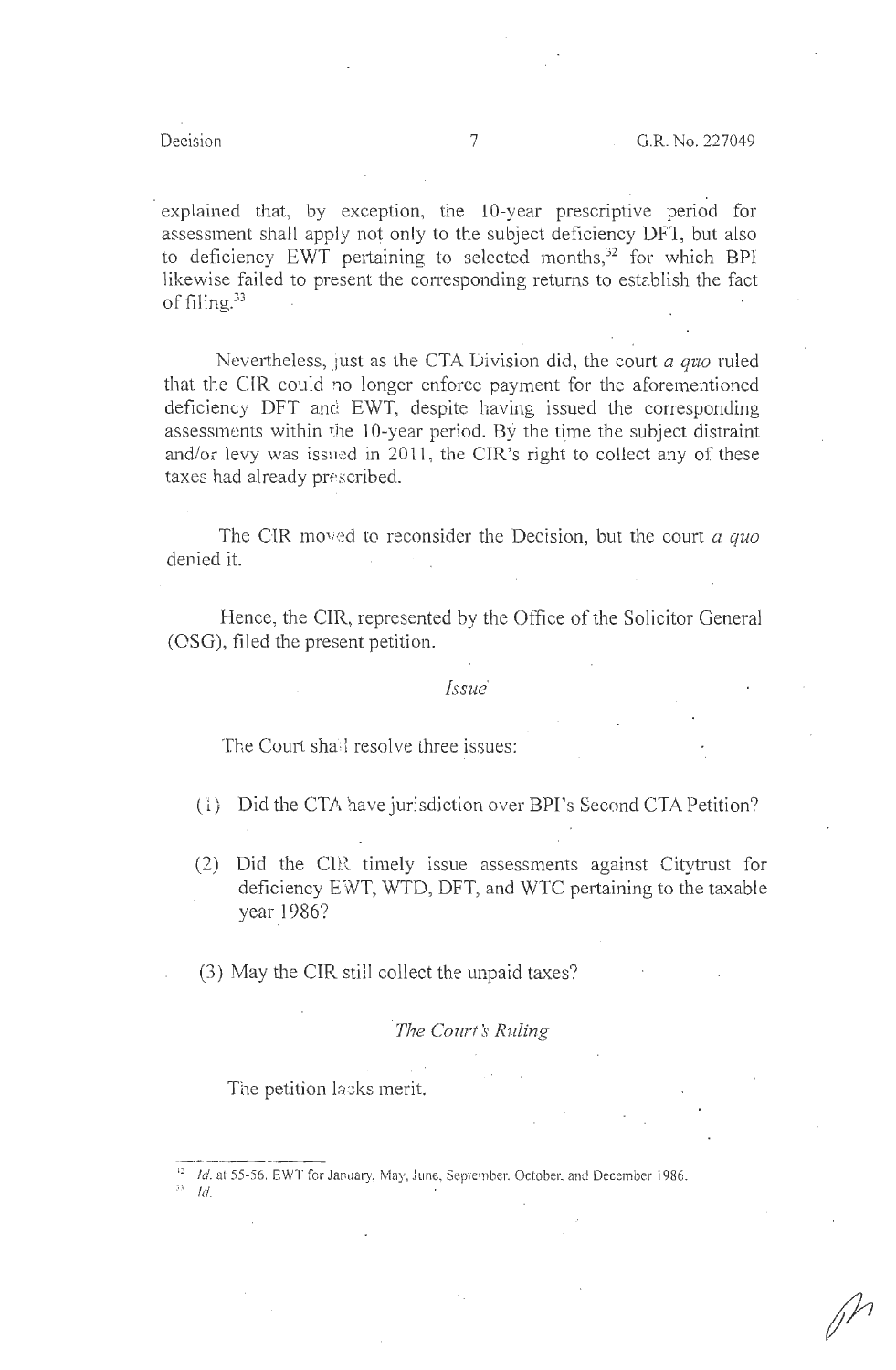explained that, by exception, the 10-year prescriptive period for assessment shall apply not only to the subject deficiency DFT, but also to deficiency EWT pertaining to selected months,[32] for which BPI likewise failed to present the corresponding returns to establish the fact of filing.[33]

Nevertheless, just as the CTA Division did, the court *a quo* ruled that the CIR could no longer enforce payment for the aforementioned deficiency DFT and EWT, despite having issued the corresponding assessments within the 10-year period. By the time the subject distraint and/or levy was issued in 2011, the CIR's right to collect any of these taxes had already prescribed.

The CIR moved to reconsider the Decision, but the court *a quo* denied it.

Hence, the CIR, represented by the Office of the Solicitor General (OSG), filed the present petition.

*Issue*

The Court shall resolve three issues:

(1) Did the CTA have jurisdiction over BPI's Second CTA Petition?

(2) Did the CIR timely issue assessments against Citytrust for deficiency EWT, WTD, DFT, and WTC pertaining to the taxable year 1986?

(3) May the CIR still collect the unpaid taxes?

*The Court's Ruling*

The petition lacks merit.

---

[32] *Id.* at 55-56. EWT for January, May, June, September, October, and December 1986.

[33] *Id.*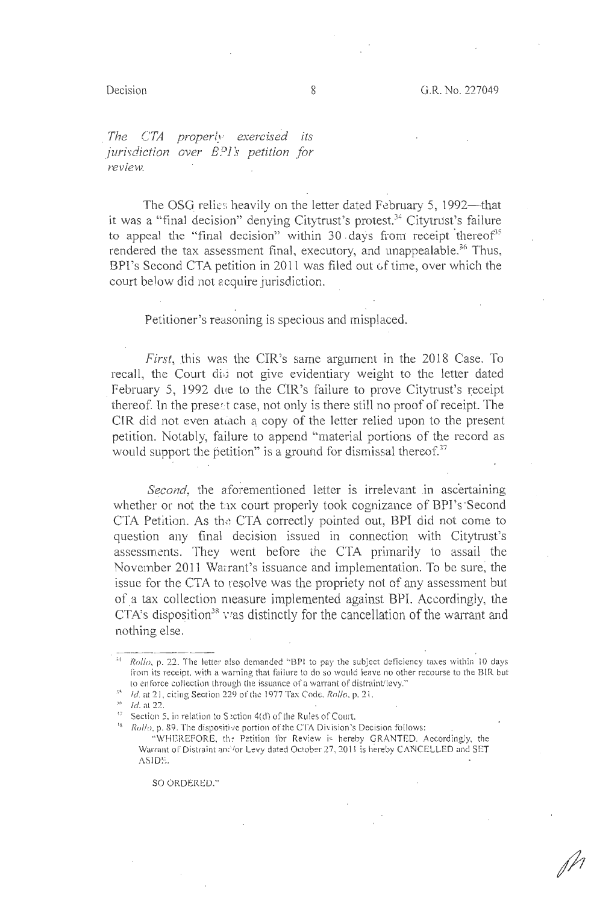*The CTA properly exercised its jurisdiction over BPI's petition for review.*

The OSG relies heavily on the letter dated February 5, 1992—that it was a "final decision" denying Citytrust's protest.[34] Citytrust's failure to appeal the "final decision" within 30 days from receipt thereof[35] rendered the tax assessment final, executory, and unappealable.[36] Thus, BPI's Second CTA petition in 2011 was filed out of time, over which the court below did not acquire jurisdiction.

Petitioner's reasoning is specious and misplaced.

*First*, this was the CIR's same argument in the 2018 Case. To recall, the Court did not give evidentiary weight to the letter dated February 5, 1992 due to the CIR's failure to prove Citytrust's receipt thereof. In the present case, not only is there still no proof of receipt. The CIR did not even attach a copy of the letter relied upon to the present petition. Notably, failure to append "material portions of the record as would support the petition" is a ground for dismissal thereof.[37]

*Second*, the aforementioned letter is irrelevant in ascertaining whether or not the tax court properly took cognizance of BPI's Second CTA Petition. As the CTA correctly pointed out, BPI did not come to question any final decision issued in connection with Citytrust's assessments. They went before the CTA primarily to assail the November 2011 Warrant's issuance and implementation. To be sure, the issue for the CTA to resolve was the propriety not of any assessment but of a tax collection measure implemented against BPI. Accordingly, the CTA's disposition[38] was distinctly for the cancellation of the warrant and nothing else.

---

[34] *Rollo*, p. 22. The letter also demanded "BPI to pay the subject deficiency taxes within 10 days from its receipt, with a warning that failure to do so would leave no other recourse to the BIR but to enforce collection through the issuance of a warrant of distraint/levy."

[35] *Id.* at 21, citing Section 229 of the 1977 Tax Code. *Rollo*, p. 21.

[36] *Id.* at 22.

[37] Section 5, in relation to Section 4(d) of the Rules of Court.

[38] *Rollo*, p. 89. The dispositive portion of the CTA Division's Decision follows:

"WHEREFORE, the Petition for Review is hereby GRANTED. Accordingly, the Warrant of Distraint and/or Levy dated October 27, 2011 is hereby CANCELLED and SET ASIDE.

SO ORDERED."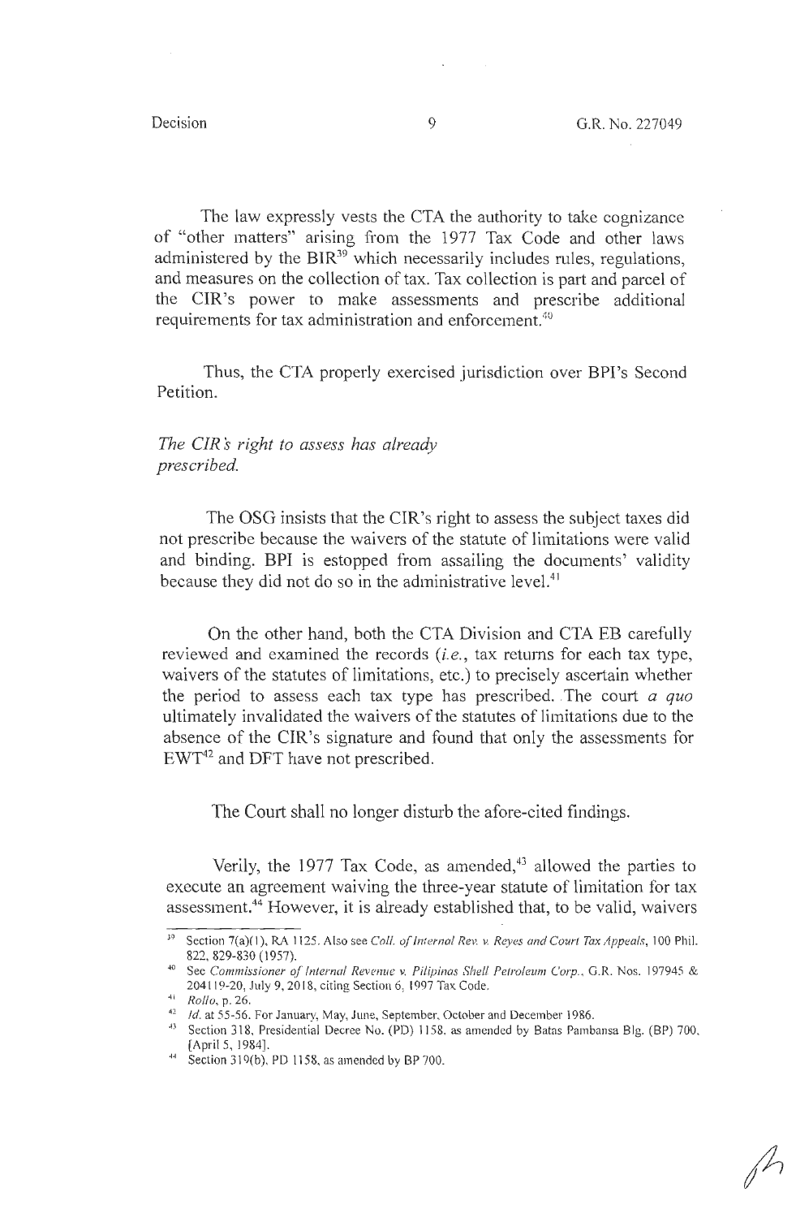The law expressly vests the CTA the authority to take cognizance of "other matters" arising from the 1977 Tax Code and other laws administered by the BIR[39] which necessarily includes rules, regulations, and measures on the collection of tax. Tax collection is part and parcel of the CIR's power to make assessments and prescribe additional requirements for tax administration and enforcement.[40]

Thus, the CTA properly exercised jurisdiction over BPI's Second Petition.

*The CIR's right to assess has already prescribed.*

The OSG insists that the CIR's right to assess the subject taxes did not prescribe because the waivers of the statute of limitations were valid and binding. BPI is estopped from assailing the documents' validity because they did not do so in the administrative level.[41]

On the other hand, both the CTA Division and CTA EB carefully reviewed and examined the records (*i.e.*, tax returns for each tax type, waivers of the statutes of limitations, etc.) to precisely ascertain whether the period to assess each tax type has prescribed. The court *a quo* ultimately invalidated the waivers of the statutes of limitations due to the absence of the CIR's signature and found that only the assessments for EWT[42] and DFT have not prescribed.

The Court shall no longer disturb the afore-cited findings.

Verily, the 1977 Tax Code, as amended,[43] allowed the parties to execute an agreement waiving the three-year statute of limitation for tax assessment.[44] However, it is already established that, to be valid, waivers

---

[39] Section 7(a)(1), RA 1125. Also see *Coll. of Internal Rev. v. Reyes and Court Tax Appeals*, 100 Phil. 822, 829-830 (1957).

[40] See *Commissioner of Internal Revenue v. Pilipinas Shell Petroleum Corp.*, G.R. Nos. 197945 & 204119-20, July 9, 2018, citing Section 6, 1997 Tax Code.

[41] *Rollo*, p. 26.

[42] *Id.* at 55-56. For January, May, June, September, October and December 1986.

[43] Section 318, Presidential Decree No. (PD) 1158, as amended by Batas Pambansa Blg. (BP) 700, [April 5, 1984].

[44] Section 319(b), PD 1158, as amended by BP 700.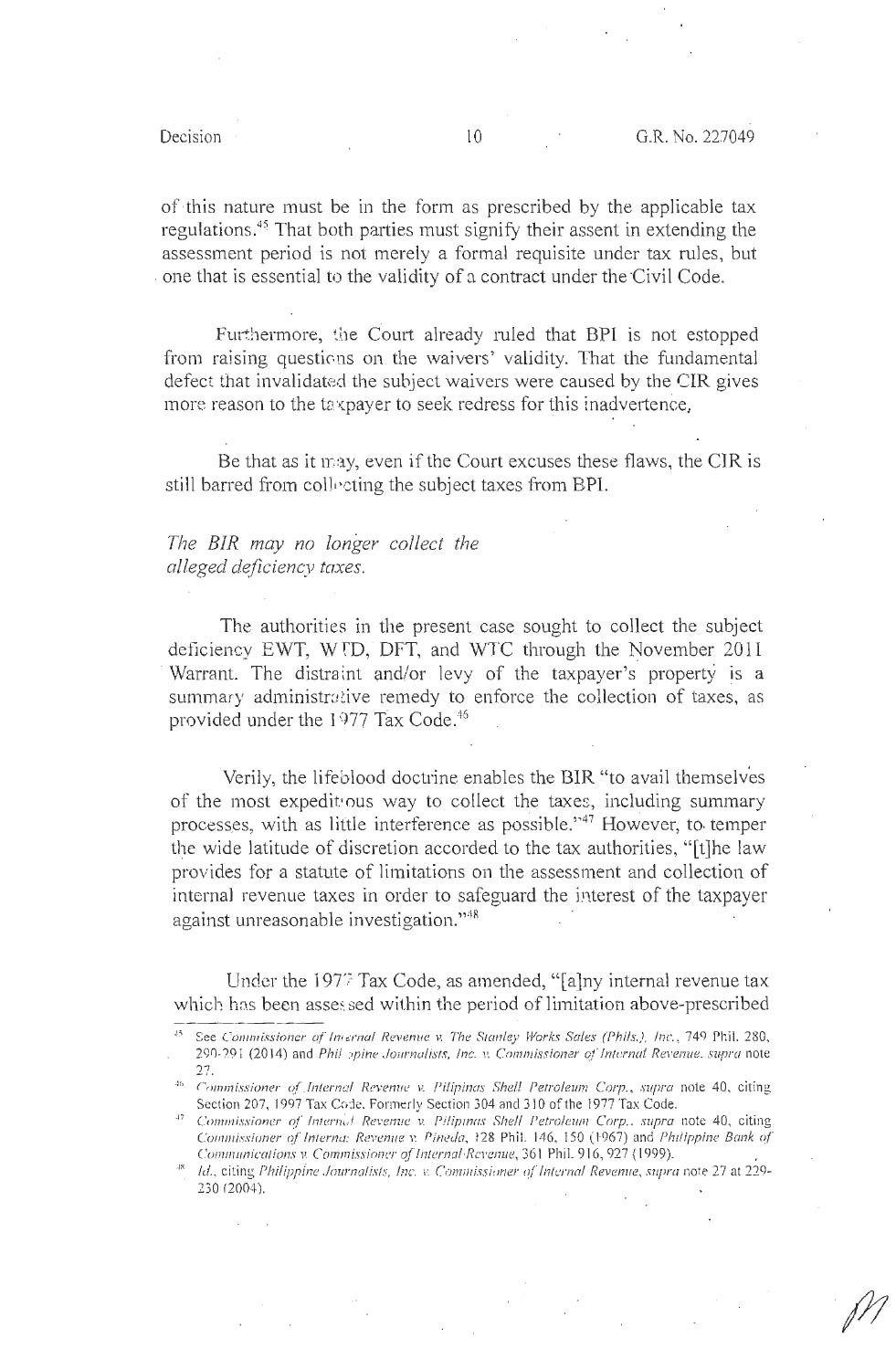of this nature must be in the form as prescribed by the applicable tax regulations.[45] That both parties must signify their assent in extending the assessment period is not merely a formal requisite under tax rules, but one that is essential to the validity of a contract under the Civil Code.

Furthermore, the Court already ruled that BPI is not estopped from raising questions on the waivers' validity. That the fundamental defect that invalidated the subject waivers were caused by the CIR gives more reason to the taxpayer to seek redress for this inadvertence.

Be that as it may, even if the Court excuses these flaws, the CIR is still barred from collecting the subject taxes from BPI.

*The BIR may no longer collect the alleged deficiency taxes.*

The authorities in the present case sought to collect the subject deficiency EWT, WTD, DFT, and WTC through the November 2011 Warrant. The distraint and/or levy of the taxpayer's property is a summary administrative remedy to enforce the collection of taxes, as provided under the 1977 Tax Code.[46]

Verily, the lifeblood doctrine enables the BIR "to avail themselves of the most expeditious way to collect the taxes, including summary processes, with as little interference as possible."[47] However, to temper the wide latitude of discretion accorded to the tax authorities, "[t]he law provides for a statute of limitations on the assessment and collection of internal revenue taxes in order to safeguard the interest of the taxpayer against unreasonable investigation."[48]

Under the 1977 Tax Code, as amended, "[a]ny internal revenue tax which has been assessed within the period of limitation above-prescribed

---

[45] See *Commissioner of Internal Revenue v. The Stanley Works Sales (Phils.), Inc.*, 749 Phil. 280, 290-291 (2014) and *Philippine Journalists, Inc. v. Commissioner of Internal Revenue*, *supra* note 27.

[46] *Commissioner of Internal Revenue v. Pilipinas Shell Petroleum Corp.*, *supra* note 40, citing Section 207, 1997 Tax Code. Formerly Section 304 and 310 of the 1977 Tax Code.

[47] *Commissioner of Internal Revenue v. Pilipinas Shell Petroleum Corp.*, *supra* note 40, citing *Commissioner of Internal Revenue v. Pineda*, 128 Phil. 146, 150 (1967) and *Philippine Bank of Communications v. Commissioner of Internal Revenue*, 361 Phil. 916, 927 (1999).

[48] *Id.*, citing *Philippine Journalists, Inc. v. Commissioner of Internal Revenue*, *supra* note 27 at 229-230 (2004).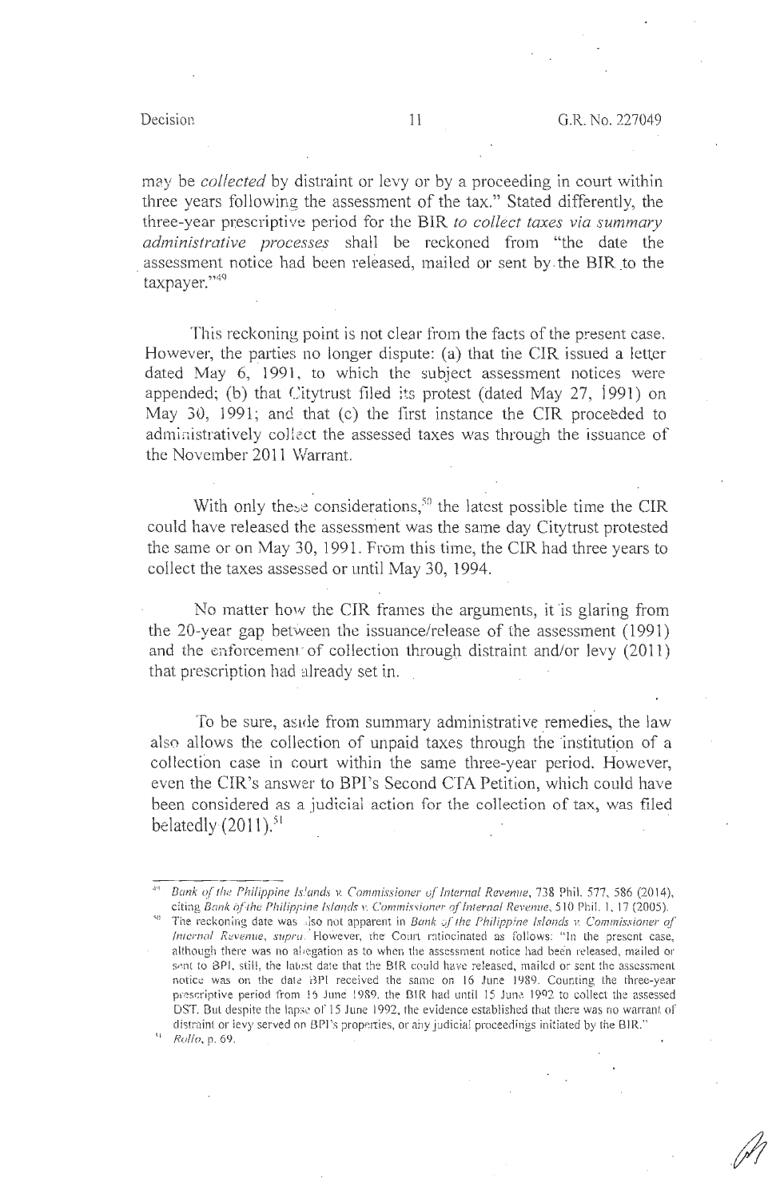may be *collected* by distraint or levy or by a proceeding in court within three years following the assessment of the tax." Stated differently, the three-year prescriptive period for the BIR *to collect taxes via summary administrative processes* shall be reckoned from "the date the assessment notice had been released, mailed or sent by the BIR to the taxpayer."[49]

This reckoning point is not clear from the facts of the present case. However, the parties no longer dispute: (a) that the CIR issued a letter dated May 6, 1991, to which the subject assessment notices were appended; (b) that Citytrust filed its protest (dated May 27, 1991) on May 30, 1991; and that (c) the first instance the CIR proceeded to administratively collect the assessed taxes was through the issuance of the November 2011 Warrant.

With only these considerations,[50] the latest possible time the CIR could have released the assessment was the same day Citytrust protested the same or on May 30, 1991. From this time, the CIR had three years to collect the taxes assessed or until May 30, 1994.

No matter how the CIR frames the arguments, it is glaring from the 20-year gap between the issuance/release of the assessment (1991) and the enforcement of collection through distraint and/or levy (2011) that prescription had already set in.

To be sure, aside from summary administrative remedies, the law also allows the collection of unpaid taxes through the institution of a collection case in court within the same three-year period. However, even the CIR's answer to BPI's Second CTA Petition, which could have been considered as a judicial action for the collection of tax, was filed belatedly (2011).[51]

---

[49] *Bank of the Philippine Islands v. Commissioner of Internal Revenue*, 738 Phil. 577, 586 (2014), citing *Bank of the Philippine Islands v. Commissioner of Internal Revenue*, 510 Phil. 1, 17 (2005).

[50] The reckoning date was also not apparent in *Bank of the Philippine Islands v. Commissioner of Internal Revenue*, *supra*. However, the Court ratiocinated as follows: "In the present case, although there was no allegation as to when the assessment notice had been released, mailed or sent to BPI, still, the latest date that the BIR could have released, mailed or sent the assessment notice was on the date BPI received the same on 16 June 1989. Counting the three-year prescriptive period from 16 June 1989, the BIR had until 15 June 1992 to collect the assessed DST. But despite the lapse of 15 June 1992, the evidence established that there was no warrant of distraint or levy served on BPI's properties, or any judicial proceedings initiated by the BIR."

[51] *Rollo*, p. 69.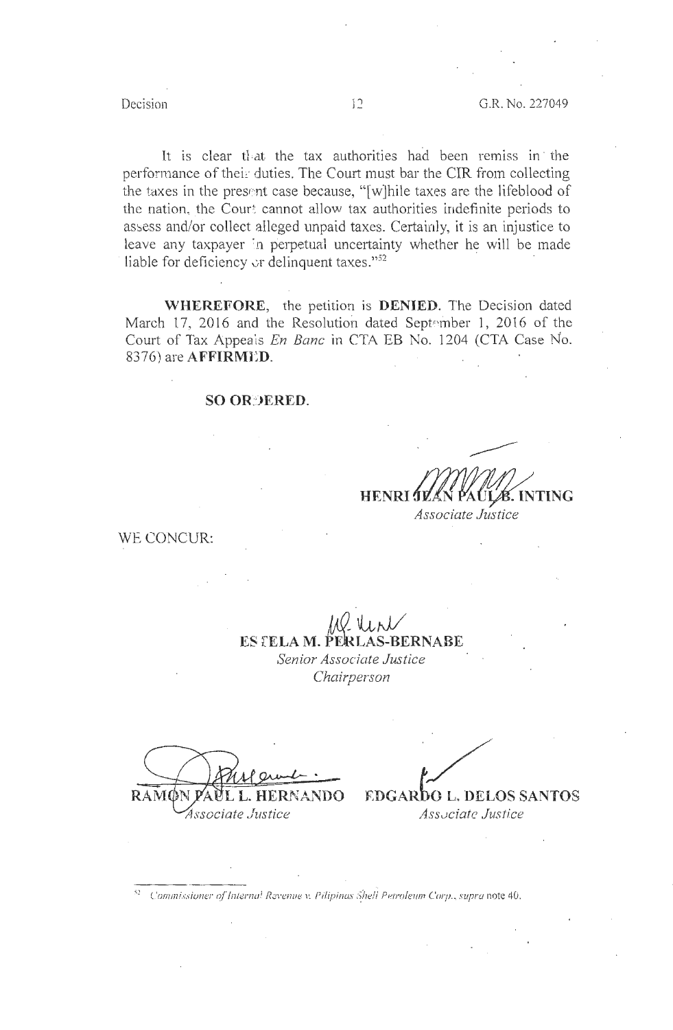It is clear that the tax authorities had been remiss in the performance of their duties. The Court must bar the CIR from collecting the taxes in the present case because, "[w]hile taxes are the lifeblood of the nation, the Court cannot allow tax authorities indefinite periods to assess and/or collect alleged unpaid taxes. Certainly, it is an injustice to leave any taxpayer in perpetual uncertainty whether he will be made liable for deficiency or delinquent taxes."[52]

**WHEREFORE**, the petition is **DENIED**. The Decision dated March 17, 2016 and the Resolution dated September 1, 2016 of the Court of Tax Appeals *En Banc* in CTA EB No. 1204 (CTA Case No. 8376) are **AFFIRMED**.

**SO ORDERED.**

**HENRI JEAN PAUL B. INTING**
*Associate Justice*

WE CONCUR:

**ESTELA M. PERLAS-BERNABE**
*Senior Associate Justice*
*Chairperson*

**RAMON PAUL L. HERNANDO**
*Associate Justice*

**EDGARDO L. DELOS SANTOS**
*Associate Justice*

---

[52] *Commissioner of Internal Revenue v. Pilipinas Shell Petroleum Corp., supra* note 40.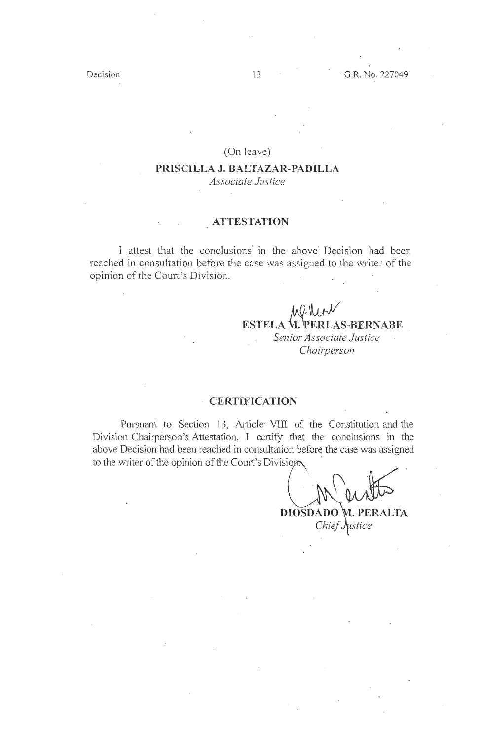(On leave)

**PRISCILLA J. BALTAZAR-PADILLA**
*Associate Justice*

## ATTESTATION

I attest that the conclusions in the above Decision had been reached in consultation before the case was assigned to the writer of the opinion of the Court's Division.

**ESTELA M. PERLAS-BERNABE**
*Senior Associate Justice*
*Chairperson*

## CERTIFICATION

Pursuant to Section 13, Article VIII of the Constitution and the Division Chairperson's Attestation, I certify that the conclusions in the above Decision had been reached in consultation before the case was assigned to the writer of the opinion of the Court's Division.

**DIOSDADO M. PERALTA**
*Chief Justice*